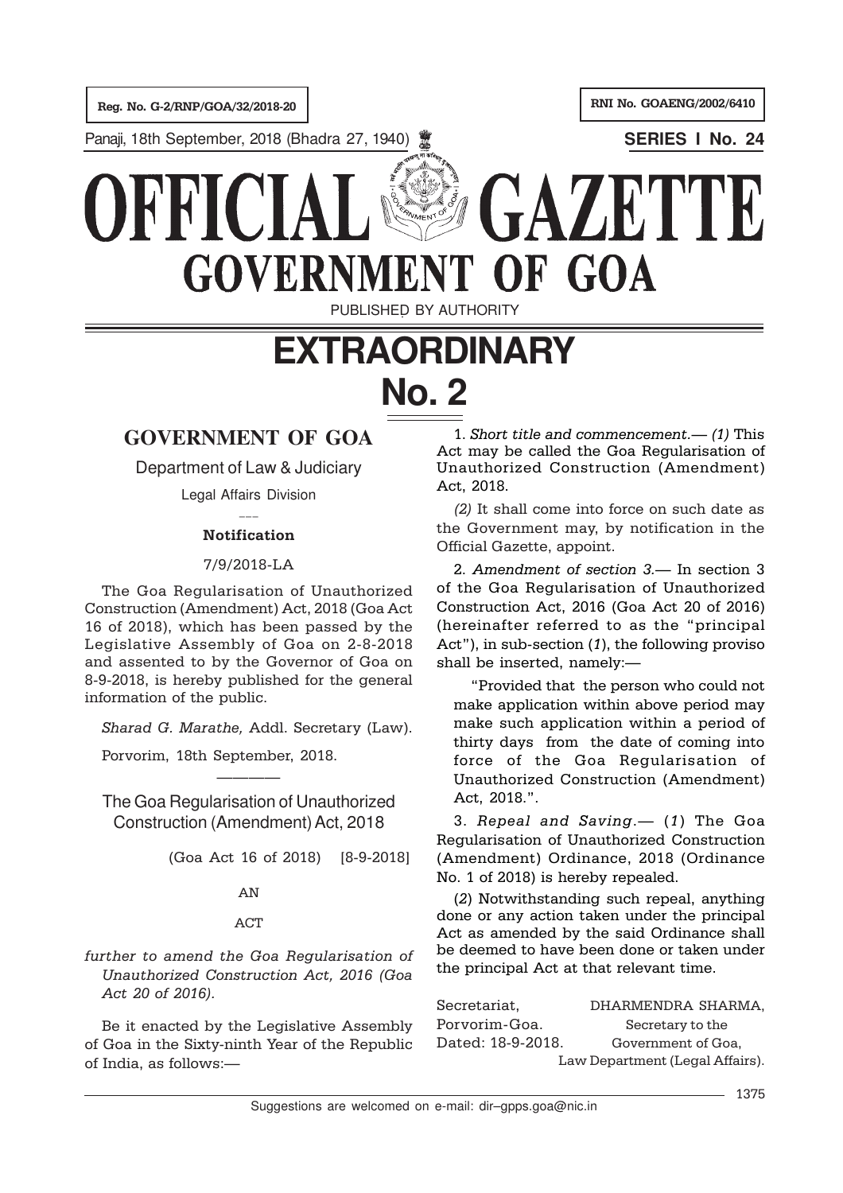Reg. No. G-2/RNP/GOA/32/2018-20

RNI No. GOAENG/2002/6410

Panaji, 18th September, 2018 (Bhadra 27, 1940)

SERIES I No. 24

# OFFICIAL GAZETTE
# GOVERNMENT OF GOA

PUBLISHED BY AUTHORITY

# EXTRAORDINARY
# No. 2

## GOVERNMENT OF GOA

Department of Law & Judiciary

Legal Affairs Division

---

**Notification**

7/9/2018-LA

The Goa Regularisation of Unauthorized Construction (Amendment) Act, 2018 (Goa Act 16 of 2018), which has been passed by the Legislative Assembly of Goa on 2-8-2018 and assented to by the Governor of Goa on 8-9-2018, is hereby published for the general information of the public.

*Sharad G. Marathe,* Addl. Secretary (Law).

Porvorim, 18th September, 2018.

---

The Goa Regularisation of Unauthorized Construction (Amendment) Act, 2018

(Goa Act 16 of 2018) [8-9-2018]

AN

ACT

*further to amend the Goa Regularisation of Unauthorized Construction Act, 2016 (Goa Act 20 of 2016).*

Be it enacted by the Legislative Assembly of Goa in the Sixty-ninth Year of the Republic of India, as follows:—

1. *Short title and commencement.*— *(1)* This Act may be called the Goa Regularisation of Unauthorized Construction (Amendment) Act, 2018.

*(2)* It shall come into force on such date as the Government may, by notification in the Official Gazette, appoint.

2. *Amendment of section 3.*— In section 3 of the Goa Regularisation of Unauthorized Construction Act, 2016 (Goa Act 20 of 2016) (hereinafter referred to as the "principal Act"), in sub-section (*1*), the following proviso shall be inserted, namely:—

"Provided that the person who could not make application within above period may make such application within a period of thirty days from the date of coming into force of the Goa Regularisation of Unauthorized Construction (Amendment) Act, 2018.".

3. *Repeal and Saving*.— (*1*) The Goa Regularisation of Unauthorized Construction (Amendment) Ordinance, 2018 (Ordinance No. 1 of 2018) is hereby repealed.

(*2*) Notwithstanding such repeal, anything done or any action taken under the principal Act as amended by the said Ordinance shall be deemed to have been done or taken under the principal Act at that relevant time.

Secretariat,
Porvorim-Goa.
Dated: 18-9-2018.

DHARMENDRA SHARMA,
Secretary to the
Government of Goa,
Law Department (Legal Affairs).

Suggestions are welcomed on e-mail: dir–gpps.goa@nic.in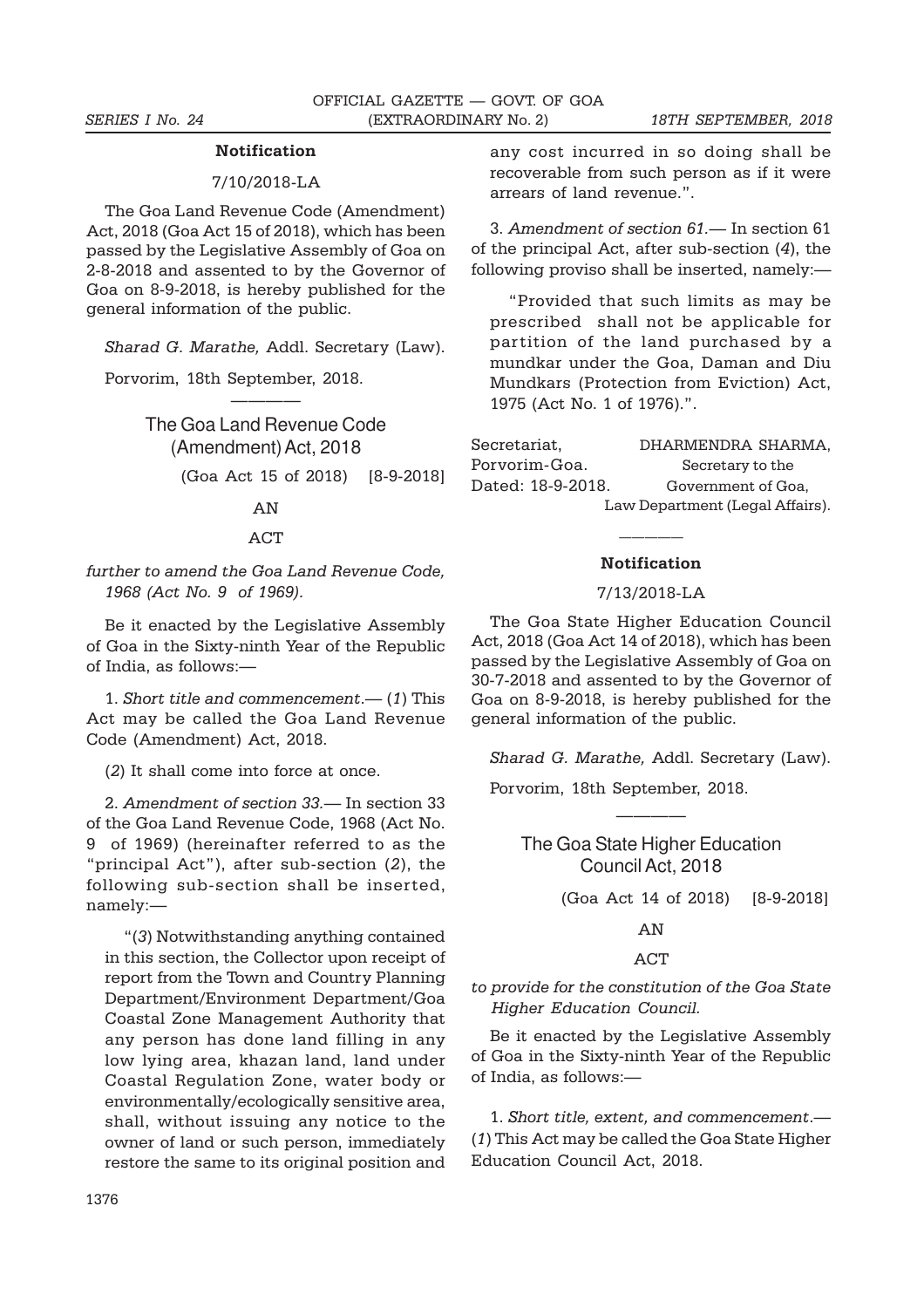**Notification**

7/10/2018-LA

The Goa Land Revenue Code (Amendment) Act, 2018 (Goa Act 15 of 2018), which has been passed by the Legislative Assembly of Goa on 2-8-2018 and assented to by the Governor of Goa on 8-9-2018, is hereby published for the general information of the public.

*Sharad G. Marathe,* Addl. Secretary (Law).

Porvorim, 18th September, 2018.

———

## The Goa Land Revenue Code (Amendment) Act, 2018

(Goa Act 15 of 2018) [8-9-2018]

AN

ACT

*further to amend the Goa Land Revenue Code, 1968 (Act No. 9 of 1969).*

Be it enacted by the Legislative Assembly of Goa in the Sixty-ninth Year of the Republic of India, as follows:—

1. *Short title and commencement.*— (*1*) This Act may be called the Goa Land Revenue Code (Amendment) Act, 2018.

(*2*) It shall come into force at once.

2. *Amendment of section 33.*— In section 33 of the Goa Land Revenue Code, 1968 (Act No. 9 of 1969) (hereinafter referred to as the "principal Act"), after sub-section (*2*), the following sub-section shall be inserted, namely:—

"(*3*) Notwithstanding anything contained in this section, the Collector upon receipt of report from the Town and Country Planning Department/Environment Department/Goa Coastal Zone Management Authority that any person has done land filling in any low lying area, khazan land, land under Coastal Regulation Zone, water body or environmentally/ecologically sensitive area, shall, without issuing any notice to the owner of land or such person, immediately restore the same to its original position and any cost incurred in so doing shall be recoverable from such person as if it were arrears of land revenue.".

3. *Amendment of section 61.*— In section 61 of the principal Act, after sub-section (*4*), the following proviso shall be inserted, namely:—

"Provided that such limits as may be prescribed shall not be applicable for partition of the land purchased by a mundkar under the Goa, Daman and Diu Mundkars (Protection from Eviction) Act, 1975 (Act No. 1 of 1976).".

Secretariat,
Porvorim-Goa.
Dated: 18-9-2018.

DHARMENDRA SHARMA,
Secretary to the
Government of Goa,
Law Department (Legal Affairs).

———

**Notification**

7/13/2018-LA

The Goa State Higher Education Council Act, 2018 (Goa Act 14 of 2018), which has been passed by the Legislative Assembly of Goa on 30-7-2018 and assented to by the Governor of Goa on 8-9-2018, is hereby published for the general information of the public.

*Sharad G. Marathe,* Addl. Secretary (Law).

Porvorim, 18th September, 2018.

———

## The Goa State Higher Education Council Act, 2018

(Goa Act 14 of 2018) [8-9-2018]

AN

ACT

*to provide for the constitution of the Goa State Higher Education Council.*

Be it enacted by the Legislative Assembly of Goa in the Sixty-ninth Year of the Republic of India, as follows:—

1. *Short title, extent, and commencement.*— (*1*) This Act may be called the Goa State Higher Education Council Act, 2018.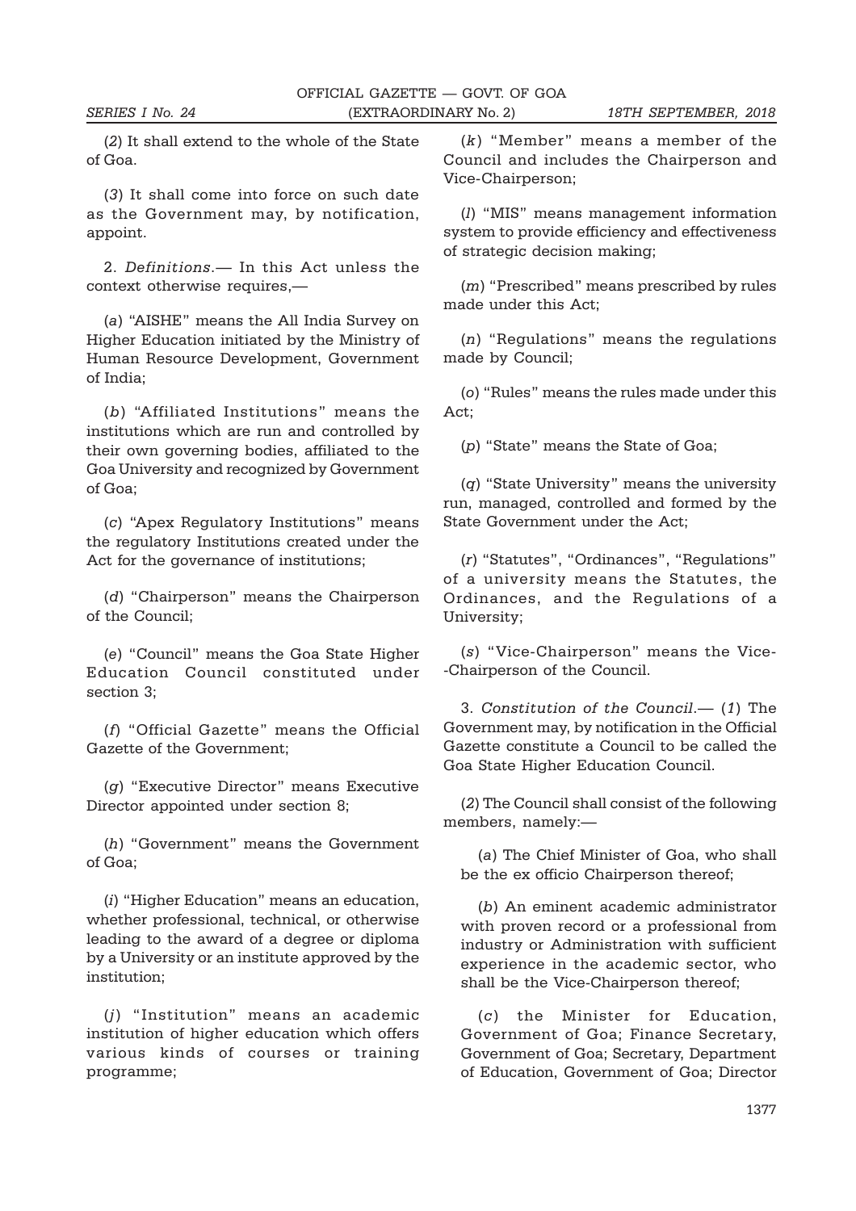(*2*) It shall extend to the whole of the State of Goa.

(*3*) It shall come into force on such date as the Government may, by notification, appoint.

2. *Definitions*.— In this Act unless the context otherwise requires,—

(*a*) "AISHE" means the All India Survey on Higher Education initiated by the Ministry of Human Resource Development, Government of India;

(*b*) "Affiliated Institutions" means the institutions which are run and controlled by their own governing bodies, affiliated to the Goa University and recognized by Government of Goa;

(*c*) "Apex Regulatory Institutions" means the regulatory Institutions created under the Act for the governance of institutions;

(*d*) "Chairperson" means the Chairperson of the Council;

(*e*) "Council" means the Goa State Higher Education Council constituted under section 3;

(*f*) "Official Gazette" means the Official Gazette of the Government;

(*g*) "Executive Director" means Executive Director appointed under section 8;

(*h*) "Government" means the Government of Goa;

(*i*) "Higher Education" means an education, whether professional, technical, or otherwise leading to the award of a degree or diploma by a University or an institute approved by the institution;

(*j*) "Institution" means an academic institution of higher education which offers various kinds of courses or training programme;

(*k*) "Member" means a member of the Council and includes the Chairperson and Vice-Chairperson;

(*l*) "MIS" means management information system to provide efficiency and effectiveness of strategic decision making;

(*m*) "Prescribed" means prescribed by rules made under this Act;

(*n*) "Regulations" means the regulations made by Council;

(*o*) "Rules" means the rules made under this Act;

(*p*) "State" means the State of Goa;

(*q*) "State University" means the university run, managed, controlled and formed by the State Government under the Act;

(*r*) "Statutes", "Ordinances", "Regulations" of a university means the Statutes, the Ordinances, and the Regulations of a University;

(*s*) "Vice-Chairperson" means the Vice--Chairperson of the Council.

3. *Constitution of the Council*.— (*1*) The Government may, by notification in the Official Gazette constitute a Council to be called the Goa State Higher Education Council.

(*2*) The Council shall consist of the following members, namely:—

(*a*) The Chief Minister of Goa, who shall be the ex officio Chairperson thereof;

(*b*) An eminent academic administrator with proven record or a professional from industry or Administration with sufficient experience in the academic sector, who shall be the Vice-Chairperson thereof;

(*c*) the Minister for Education, Government of Goa; Finance Secretary, Government of Goa; Secretary, Department of Education, Government of Goa; Director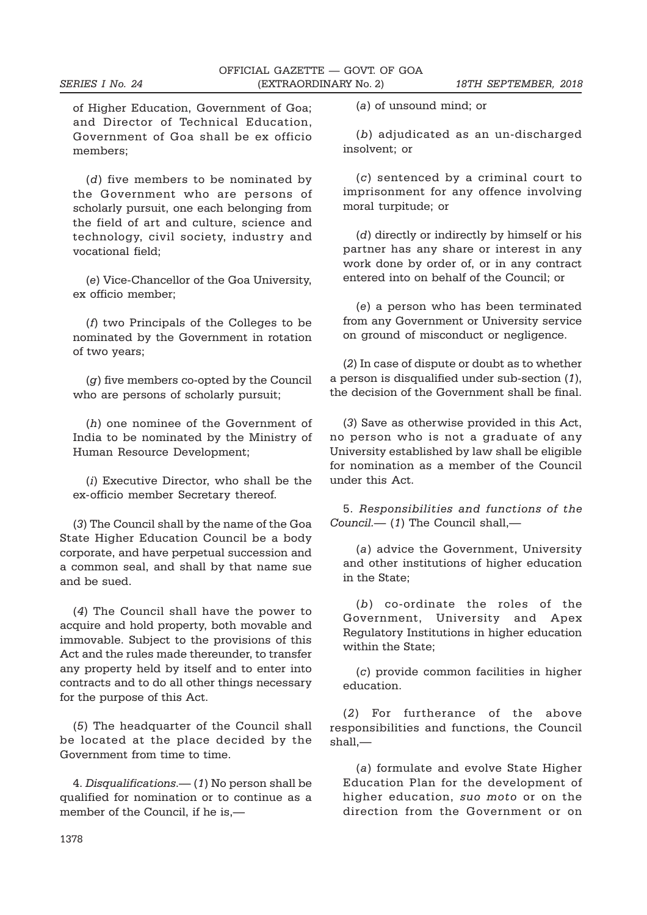of Higher Education, Government of Goa; and Director of Technical Education, Government of Goa shall be ex officio members;

(*d*) five members to be nominated by the Government who are persons of scholarly pursuit, one each belonging from the field of art and culture, science and technology, civil society, industry and vocational field;

(*e*) Vice-Chancellor of the Goa University, ex officio member;

(*f*) two Principals of the Colleges to be nominated by the Government in rotation of two years;

(*g*) five members co-opted by the Council who are persons of scholarly pursuit;

(*h*) one nominee of the Government of India to be nominated by the Ministry of Human Resource Development;

(*i*) Executive Director, who shall be the ex-officio member Secretary thereof.

(*3*) The Council shall by the name of the Goa State Higher Education Council be a body corporate, and have perpetual succession and a common seal, and shall by that name sue and be sued.

(*4*) The Council shall have the power to acquire and hold property, both movable and immovable. Subject to the provisions of this Act and the rules made thereunder, to transfer any property held by itself and to enter into contracts and to do all other things necessary for the purpose of this Act.

(*5*) The headquarter of the Council shall be located at the place decided by the Government from time to time.

4. *Disqualifications.*— (*1*) No person shall be qualified for nomination or to continue as a member of the Council, if he is,—

(*a*) of unsound mind; or

(*b*) adjudicated as an un-discharged insolvent; or

(*c*) sentenced by a criminal court to imprisonment for any offence involving moral turpitude; or

(*d*) directly or indirectly by himself or his partner has any share or interest in any work done by order of, or in any contract entered into on behalf of the Council; or

(*e*) a person who has been terminated from any Government or University service on ground of misconduct or negligence.

(*2*) In case of dispute or doubt as to whether a person is disqualified under sub-section (*1*), the decision of the Government shall be final.

(*3*) Save as otherwise provided in this Act, no person who is not a graduate of any University established by law shall be eligible for nomination as a member of the Council under this Act.

5. *Responsibilities and functions of the Council.*— (*1*) The Council shall,—

(*a*) advice the Government, University and other institutions of higher education in the State;

(*b*) co-ordinate the roles of the Government, University and Apex Regulatory Institutions in higher education within the State;

(*c*) provide common facilities in higher education.

(*2*) For furtherance of the above responsibilities and functions, the Council shall,—

(*a*) formulate and evolve State Higher Education Plan for the development of higher education, *suo moto* or on the direction from the Government or on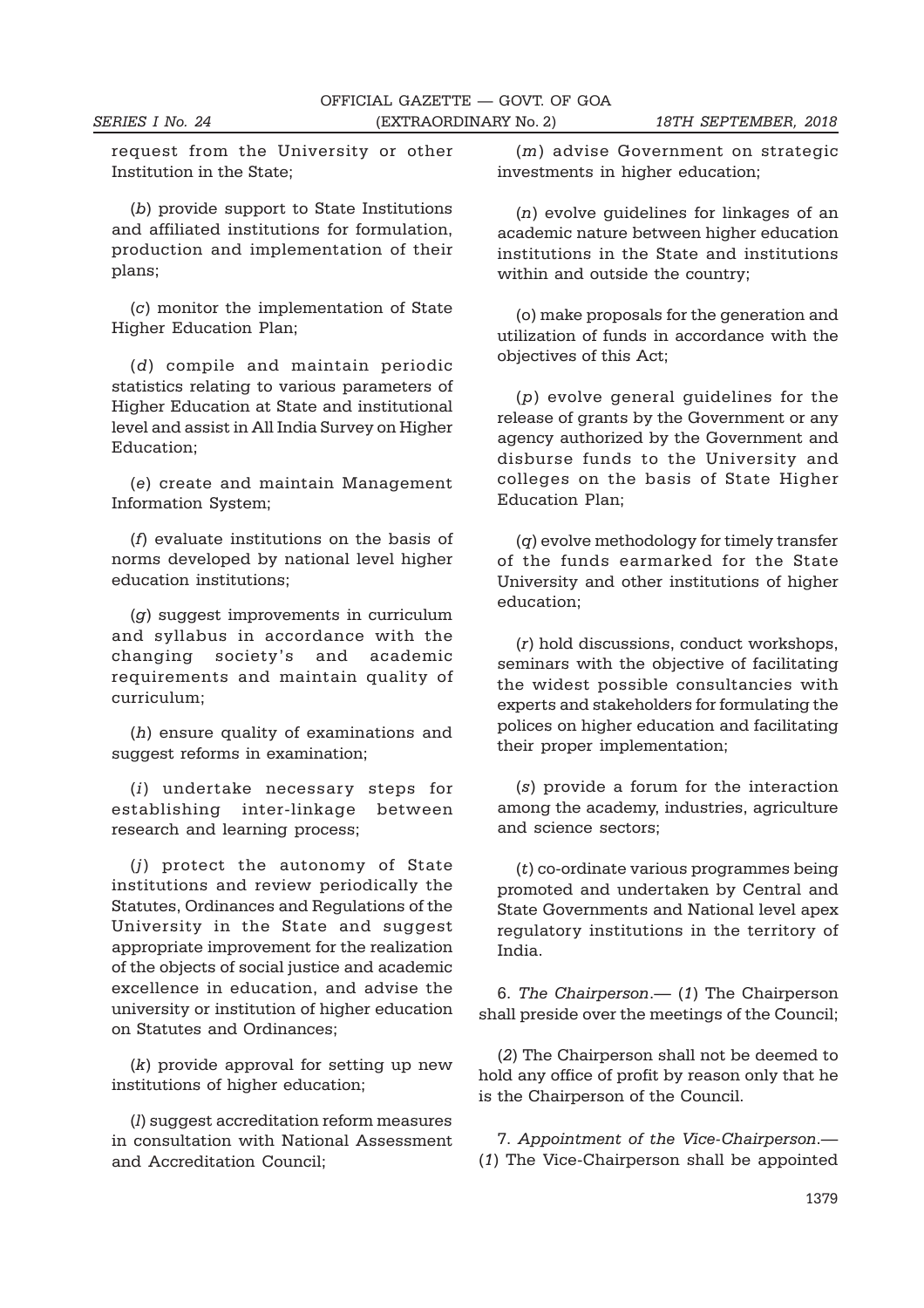request from the University or other Institution in the State;

(*b*) provide support to State Institutions and affiliated institutions for formulation, production and implementation of their plans;

(*c*) monitor the implementation of State Higher Education Plan;

(*d*) compile and maintain periodic statistics relating to various parameters of Higher Education at State and institutional level and assist in All India Survey on Higher Education;

(*e*) create and maintain Management Information System;

(*f*) evaluate institutions on the basis of norms developed by national level higher education institutions;

(*g*) suggest improvements in curriculum and syllabus in accordance with the changing society's and academic requirements and maintain quality of curriculum;

(*h*) ensure quality of examinations and suggest reforms in examination;

(*i*) undertake necessary steps for establishing inter-linkage between research and learning process;

(*j*) protect the autonomy of State institutions and review periodically the Statutes, Ordinances and Regulations of the University in the State and suggest appropriate improvement for the realization of the objects of social justice and academic excellence in education, and advise the university or institution of higher education on Statutes and Ordinances;

(*k*) provide approval for setting up new institutions of higher education;

(*l*) suggest accreditation reform measures in consultation with National Assessment and Accreditation Council;

(*m*) advise Government on strategic investments in higher education;

(*n*) evolve guidelines for linkages of an academic nature between higher education institutions in the State and institutions within and outside the country;

(o) make proposals for the generation and utilization of funds in accordance with the objectives of this Act;

(*p*) evolve general guidelines for the release of grants by the Government or any agency authorized by the Government and disburse funds to the University and colleges on the basis of State Higher Education Plan;

(*q*) evolve methodology for timely transfer of the funds earmarked for the State University and other institutions of higher education;

(*r*) hold discussions, conduct workshops, seminars with the objective of facilitating the widest possible consultancies with experts and stakeholders for formulating the polices on higher education and facilitating their proper implementation;

(*s*) provide a forum for the interaction among the academy, industries, agriculture and science sectors;

(*t*) co-ordinate various programmes being promoted and undertaken by Central and State Governments and National level apex regulatory institutions in the territory of India.

6. *The Chairperson.*— (*1*) The Chairperson shall preside over the meetings of the Council;

(*2*) The Chairperson shall not be deemed to hold any office of profit by reason only that he is the Chairperson of the Council.

7. *Appointment of the Vice-Chairperson.*— (*1*) The Vice-Chairperson shall be appointed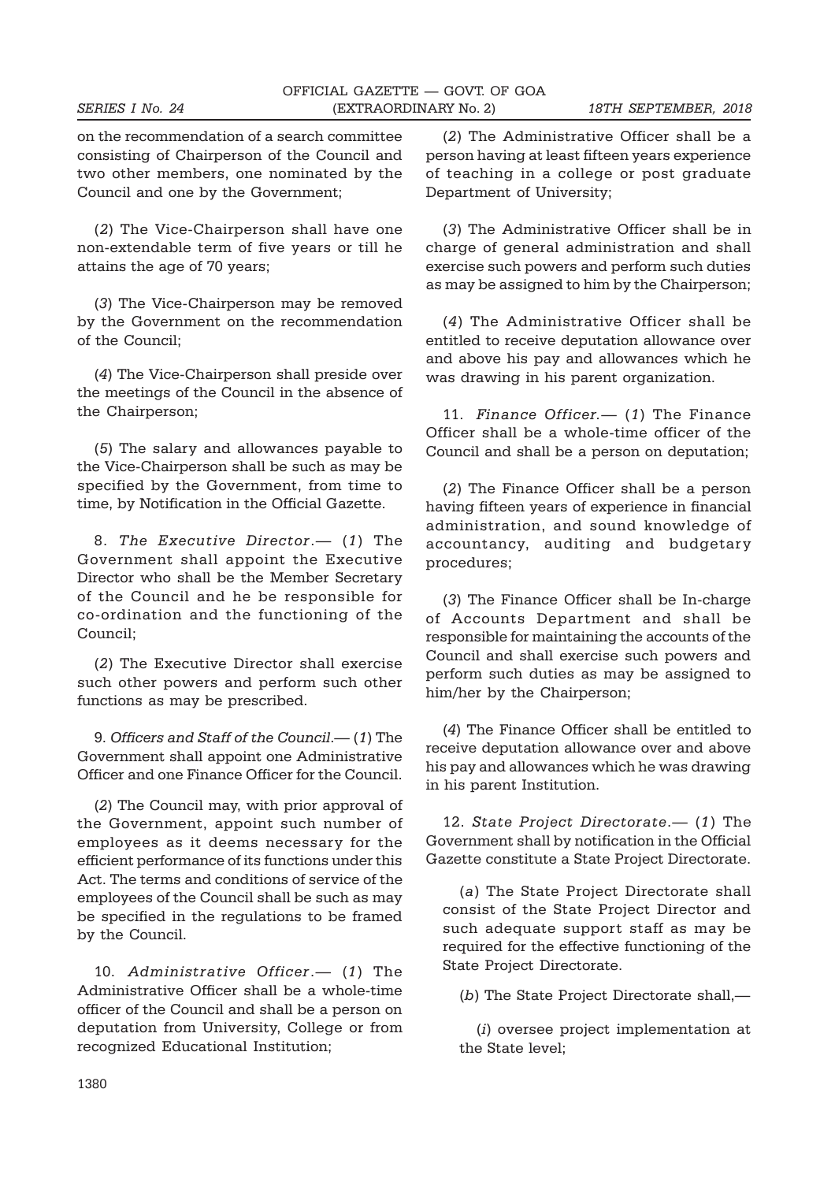on the recommendation of a search committee consisting of Chairperson of the Council and two other members, one nominated by the Council and one by the Government;

(*2*) The Vice-Chairperson shall have one non-extendable term of five years or till he attains the age of 70 years;

(*3*) The Vice-Chairperson may be removed by the Government on the recommendation of the Council;

(*4*) The Vice-Chairperson shall preside over the meetings of the Council in the absence of the Chairperson;

(*5*) The salary and allowances payable to the Vice-Chairperson shall be such as may be specified by the Government, from time to time, by Notification in the Official Gazette.

8. *The Executive Director*.— (*1*) The Government shall appoint the Executive Director who shall be the Member Secretary of the Council and he be responsible for co-ordination and the functioning of the Council;

(*2*) The Executive Director shall exercise such other powers and perform such other functions as may be prescribed.

9. *Officers and Staff of the Council*.— (*1*) The Government shall appoint one Administrative Officer and one Finance Officer for the Council.

(*2*) The Council may, with prior approval of the Government, appoint such number of employees as it deems necessary for the efficient performance of its functions under this Act. The terms and conditions of service of the employees of the Council shall be such as may be specified in the regulations to be framed by the Council.

10. *Administrative Officer*.— (*1*) The Administrative Officer shall be a whole-time officer of the Council and shall be a person on deputation from University, College or from recognized Educational Institution;

(*2*) The Administrative Officer shall be a person having at least fifteen years experience of teaching in a college or post graduate Department of University;

(*3*) The Administrative Officer shall be in charge of general administration and shall exercise such powers and perform such duties as may be assigned to him by the Chairperson;

(*4*) The Administrative Officer shall be entitled to receive deputation allowance over and above his pay and allowances which he was drawing in his parent organization.

11. *Finance Officer*.— (*1*) The Finance Officer shall be a whole-time officer of the Council and shall be a person on deputation;

(*2*) The Finance Officer shall be a person having fifteen years of experience in financial administration, and sound knowledge of accountancy, auditing and budgetary procedures;

(*3*) The Finance Officer shall be In-charge of Accounts Department and shall be responsible for maintaining the accounts of the Council and shall exercise such powers and perform such duties as may be assigned to him/her by the Chairperson;

(*4*) The Finance Officer shall be entitled to receive deputation allowance over and above his pay and allowances which he was drawing in his parent Institution.

12. *State Project Directorate*.— (*1*) The Government shall by notification in the Official Gazette constitute a State Project Directorate.

(*a*) The State Project Directorate shall consist of the State Project Director and such adequate support staff as may be required for the effective functioning of the State Project Directorate.

(*b*) The State Project Directorate shall,—

(*i*) oversee project implementation at the State level;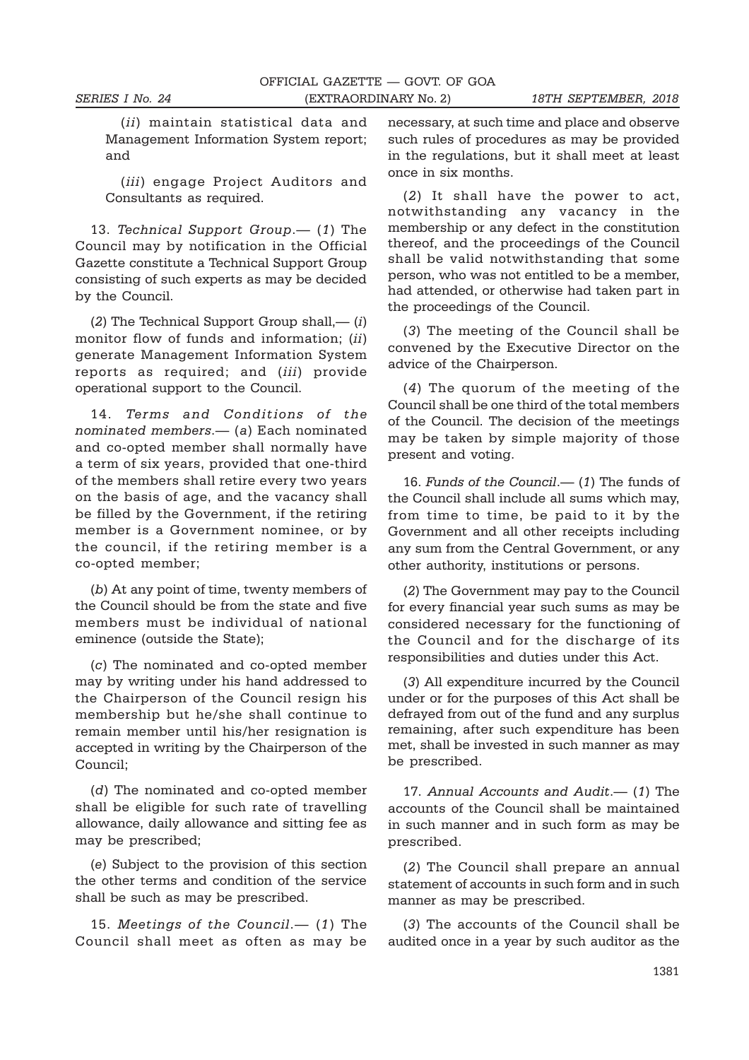(*ii*) maintain statistical data and Management Information System report; and

(*iii*) engage Project Auditors and Consultants as required.

13. *Technical Support Group*.— (*1*) The Council may by notification in the Official Gazette constitute a Technical Support Group consisting of such experts as may be decided by the Council.

(*2*) The Technical Support Group shall,— (*i*) monitor flow of funds and information; (*ii*) generate Management Information System reports as required; and (*iii*) provide operational support to the Council.

14. *Terms and Conditions of the nominated members*.— (*a*) Each nominated and co-opted member shall normally have a term of six years, provided that one-third of the members shall retire every two years on the basis of age, and the vacancy shall be filled by the Government, if the retiring member is a Government nominee, or by the council, if the retiring member is a co-opted member;

(*b*) At any point of time, twenty members of the Council should be from the state and five members must be individual of national eminence (outside the State);

(*c*) The nominated and co-opted member may by writing under his hand addressed to the Chairperson of the Council resign his membership but he/she shall continue to remain member until his/her resignation is accepted in writing by the Chairperson of the Council;

(*d*) The nominated and co-opted member shall be eligible for such rate of travelling allowance, daily allowance and sitting fee as may be prescribed;

(*e*) Subject to the provision of this section the other terms and condition of the service shall be such as may be prescribed.

15. *Meetings of the Council*.— (*1*) The Council shall meet as often as may be necessary, at such time and place and observe such rules of procedures as may be provided in the regulations, but it shall meet at least once in six months.

(*2*) It shall have the power to act, notwithstanding any vacancy in the membership or any defect in the constitution thereof, and the proceedings of the Council shall be valid notwithstanding that some person, who was not entitled to be a member, had attended, or otherwise had taken part in the proceedings of the Council.

(*3*) The meeting of the Council shall be convened by the Executive Director on the advice of the Chairperson.

(*4*) The quorum of the meeting of the Council shall be one third of the total members of the Council. The decision of the meetings may be taken by simple majority of those present and voting.

16. *Funds of the Council*.— (*1*) The funds of the Council shall include all sums which may, from time to time, be paid to it by the Government and all other receipts including any sum from the Central Government, or any other authority, institutions or persons.

(*2*) The Government may pay to the Council for every financial year such sums as may be considered necessary for the functioning of the Council and for the discharge of its responsibilities and duties under this Act.

(*3*) All expenditure incurred by the Council under or for the purposes of this Act shall be defrayed from out of the fund and any surplus remaining, after such expenditure has been met, shall be invested in such manner as may be prescribed.

17. *Annual Accounts and Audit*.— (*1*) The accounts of the Council shall be maintained in such manner and in such form as may be prescribed.

(*2*) The Council shall prepare an annual statement of accounts in such form and in such manner as may be prescribed.

(*3*) The accounts of the Council shall be audited once in a year by such auditor as the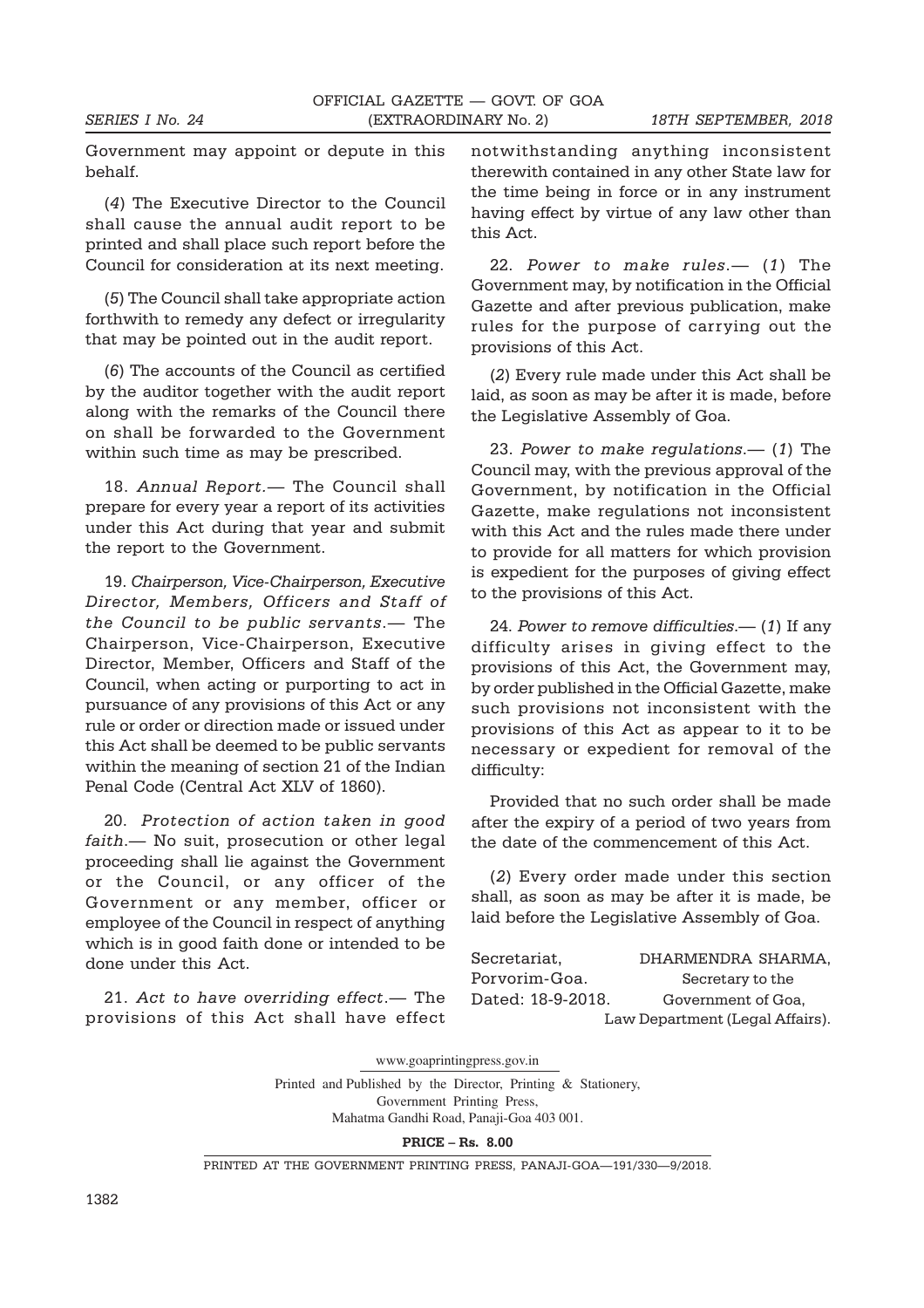Government may appoint or depute in this behalf.

(*4*) The Executive Director to the Council shall cause the annual audit report to be printed and shall place such report before the Council for consideration at its next meeting.

(*5*) The Council shall take appropriate action forthwith to remedy any defect or irregularity that may be pointed out in the audit report.

(*6*) The accounts of the Council as certified by the auditor together with the audit report along with the remarks of the Council there on shall be forwarded to the Government within such time as may be prescribed.

18. *Annual Report.*— The Council shall prepare for every year a report of its activities under this Act during that year and submit the report to the Government.

19. *Chairperson, Vice-Chairperson, Executive Director, Members, Officers and Staff of the Council to be public servants.*— The Chairperson, Vice-Chairperson, Executive Director, Member, Officers and Staff of the Council, when acting or purporting to act in pursuance of any provisions of this Act or any rule or order or direction made or issued under this Act shall be deemed to be public servants within the meaning of section 21 of the Indian Penal Code (Central Act XLV of 1860).

20. *Protection of action taken in good faith.*— No suit, prosecution or other legal proceeding shall lie against the Government or the Council, or any officer of the Government or any member, officer or employee of the Council in respect of anything which is in good faith done or intended to be done under this Act.

21. *Act to have overriding effect.*— The provisions of this Act shall have effect notwithstanding anything inconsistent therewith contained in any other State law for the time being in force or in any instrument having effect by virtue of any law other than this Act.

22. *Power to make rules.*— (*1*) The Government may, by notification in the Official Gazette and after previous publication, make rules for the purpose of carrying out the provisions of this Act.

(*2*) Every rule made under this Act shall be laid, as soon as may be after it is made, before the Legislative Assembly of Goa.

23. *Power to make regulations.*— (*1*) The Council may, with the previous approval of the Government, by notification in the Official Gazette, make regulations not inconsistent with this Act and the rules made there under to provide for all matters for which provision is expedient for the purposes of giving effect to the provisions of this Act.

24. *Power to remove difficulties.*— (*1*) If any difficulty arises in giving effect to the provisions of this Act, the Government may, by order published in the Official Gazette, make such provisions not inconsistent with the provisions of this Act as appear to it to be necessary or expedient for removal of the difficulty:

Provided that no such order shall be made after the expiry of a period of two years from the date of the commencement of this Act.

(*2*) Every order made under this section shall, as soon as may be after it is made, be laid before the Legislative Assembly of Goa.

Secretariat,
Porvorim-Goa.
Dated: 18-9-2018.

DHARMENDRA SHARMA,
Secretary to the
Government of Goa,
Law Department (Legal Affairs).

www.goaprintingpress.gov.in

Printed and Published by the Director, Printing & Stationery,
Government Printing Press,
Mahatma Gandhi Road, Panaji-Goa 403 001.

**PRICE – Rs. 8.00**

PRINTED AT THE GOVERNMENT PRINTING PRESS, PANAJI-GOA—191/330—9/2018.